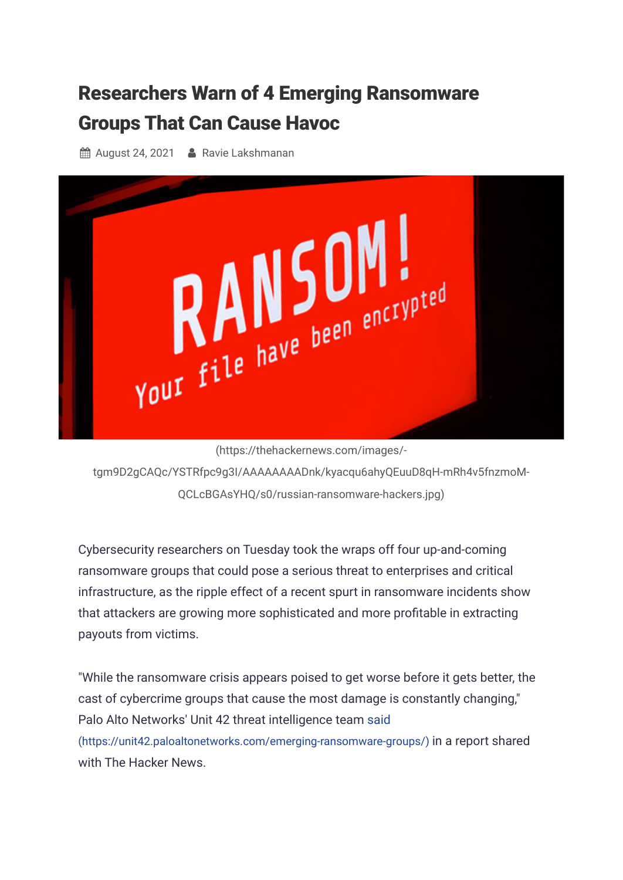# Researchers Warn of 4 Emerging Ransomware Groups That Can Cause Havoc

August 24, 2021 Ravie Lakshmanan

(https://thehackernews.com/images/-tgm9D2gCAQc/YSTRfpc9g3I/AAAAAAAADnk/kyacqu6ahyQEuuD8qH-mRh4v5fnzmoM-QCLcBGAsYHQ/s0/russian-ransomware-hackers.jpg)

Cybersecurity researchers on Tuesday took the wraps off four up-and-coming ransomware groups that could pose a serious threat to enterprises and critical infrastructure, as the ripple effect of a recent spurt in ransomware incidents show that attackers are growing more sophisticated and more profitable in extracting payouts from victims.

"While the ransomware crisis appears poised to get worse before it gets better, the cast of cybercrime groups that cause the most damage is constantly changing," Palo Alto Networks' Unit 42 threat intelligence team said (https://unit42.paloaltonetworks.com/emerging-ransomware-groups/) in a report shared with The Hacker News.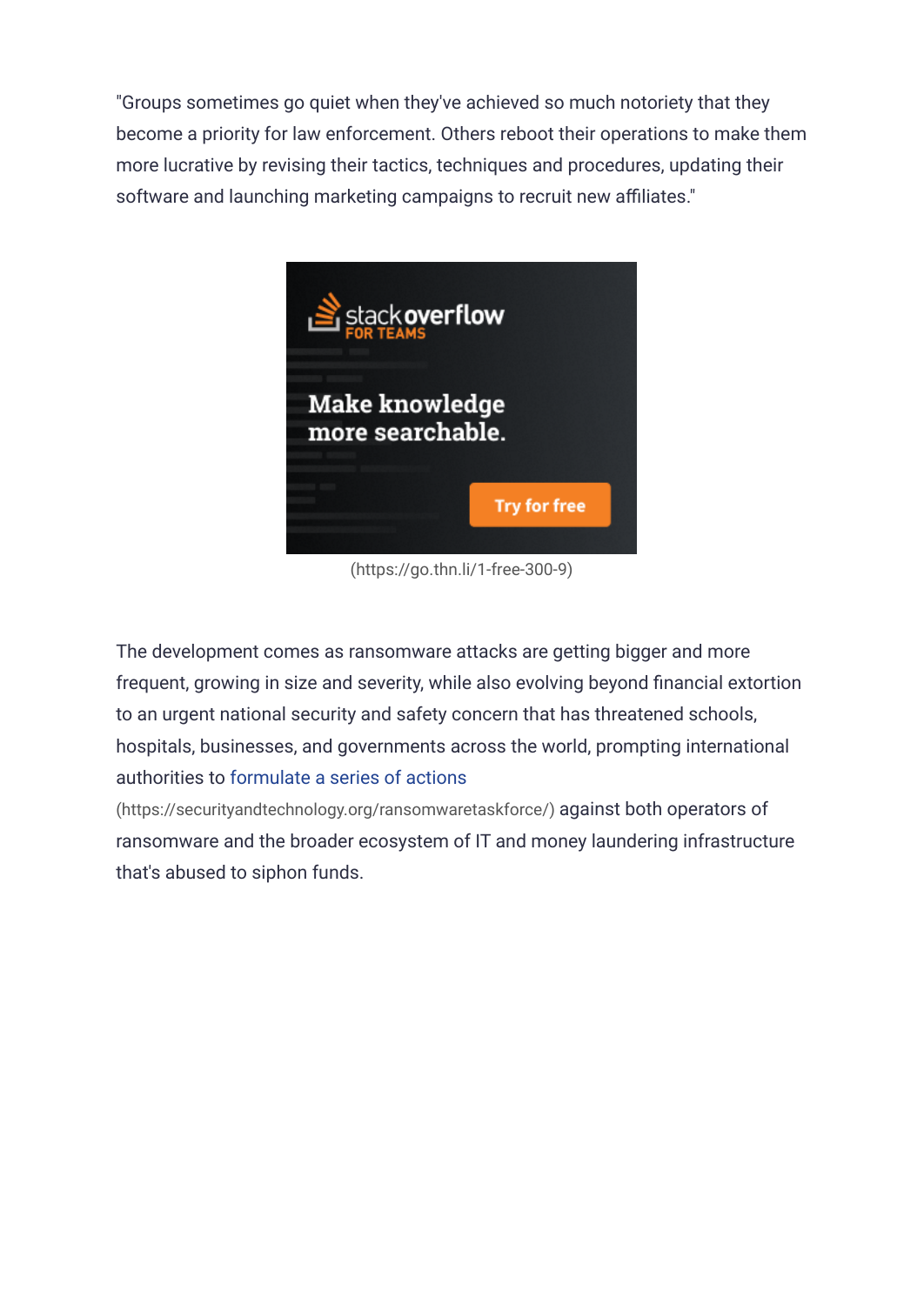"Groups sometimes go quiet when they've achieved so much notoriety that they become a priority for law enforcement. Others reboot their operations to make them more lucrative by revising their tactics, techniques and procedures, updating their software and launching marketing campaigns to recruit new affiliates."

(https://go.thn.li/1-free-300-9)

The development comes as ransomware attacks are getting bigger and more frequent, growing in size and severity, while also evolving beyond financial extortion to an urgent national security and safety concern that has threatened schools, hospitals, businesses, and governments across the world, prompting international authorities to formulate a series of actions (https://securityandtechnology.org/ransomwaretaskforce/) against both operators of ransomware and the broader ecosystem of IT and money laundering infrastructure that's abused to siphon funds.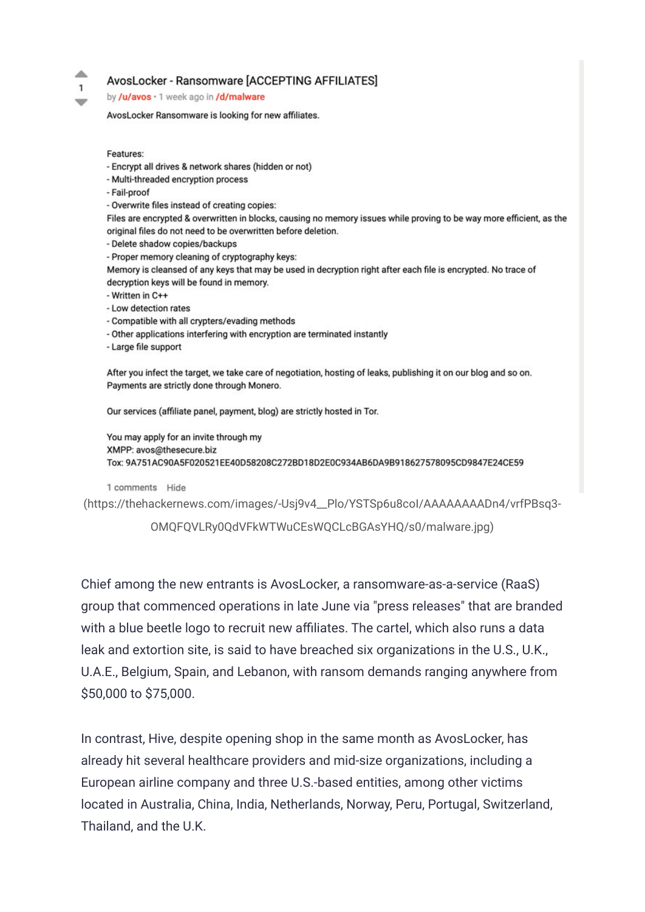1

AvosLocker - Ransomware [ACCEPTING AFFILIATES]

by /u/avos • 1 week ago in /d/malware

AvosLocker Ransomware is looking for new affiliates.

Features:
- Encrypt all drives & network shares (hidden or not)
- Multi-threaded encryption process
- Fail-proof
- Overwrite files instead of creating copies:
Files are encrypted & overwritten in blocks, causing no memory issues while proving to be way more efficient, as the original files do not need to be overwritten before deletion.
- Delete shadow copies/backups
- Proper memory cleaning of cryptography keys:
Memory is cleansed of any keys that may be used in decryption right after each file is encrypted. No trace of decryption keys will be found in memory.
- Written in C++
- Low detection rates
- Compatible with all crypters/evading methods
- Other applications interfering with encryption are terminated instantly
- Large file support

After you infect the target, we take care of negotiation, hosting of leaks, publishing it on our blog and so on. Payments are strictly done through Monero.

Our services (affiliate panel, payment, blog) are strictly hosted in Tor.

You may apply for an invite through my
XMPP: avos@thesecure.biz
Tox: 9A751AC90A5F020521EE40D58208C272BD18D2E0C934AB6DA9B918627578095CD9847E24CE59

1 comments Hide

(https://thehackernews.com/images/-Usj9v4__Plo/YSTSp6u8col/AAAAAAAADn4/vrfPBsq3-OMQFQVLRy0QdVFkWTWuCEsWQCLcBGAsYHQ/s0/malware.jpg)

Chief among the new entrants is AvosLocker, a ransomware-as-a-service (RaaS) group that commenced operations in late June via "press releases" that are branded with a blue beetle logo to recruit new affiliates. The cartel, which also runs a data leak and extortion site, is said to have breached six organizations in the U.S., U.K., U.A.E., Belgium, Spain, and Lebanon, with ransom demands ranging anywhere from $50,000 to $75,000.

In contrast, Hive, despite opening shop in the same month as AvosLocker, has already hit several healthcare providers and mid-size organizations, including a European airline company and three U.S.-based entities, among other victims located in Australia, China, India, Netherlands, Norway, Peru, Portugal, Switzerland, Thailand, and the U.K.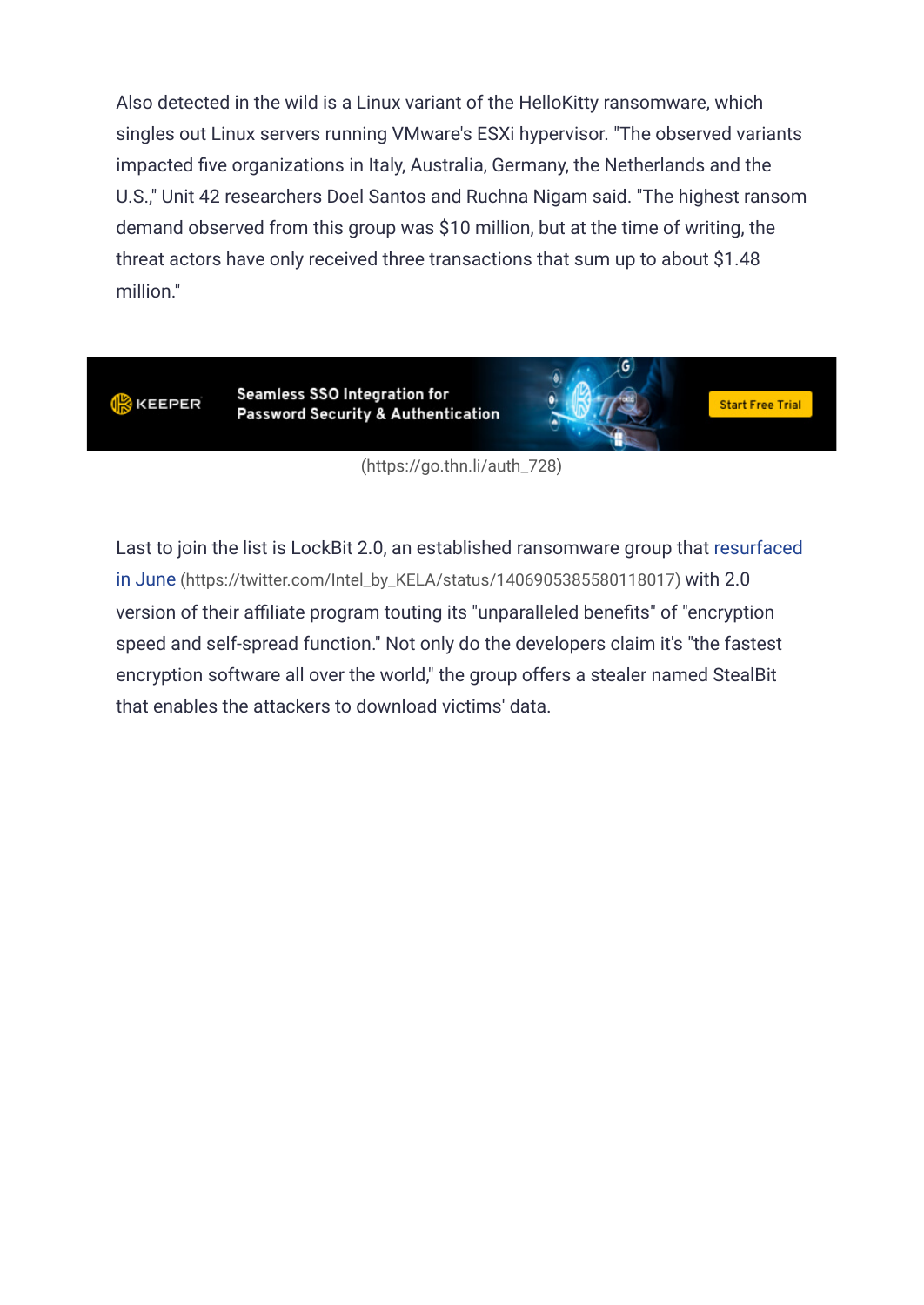Also detected in the wild is a Linux variant of the HelloKitty ransomware, which singles out Linux servers running VMware's ESXi hypervisor. "The observed variants impacted five organizations in Italy, Australia, Germany, the Netherlands and the U.S.," Unit 42 researchers Doel Santos and Ruchna Nigam said. "The highest ransom demand observed from this group was $10 million, but at the time of writing, the threat actors have only received three transactions that sum up to about $1.48 million."

KEEPER Seamless SSO Integration for Password Security & Authentication Start Free Trial

(https://go.thn.li/auth_728)

Last to join the list is LockBit 2.0, an established ransomware group that resurfaced in June (https://twitter.com/Intel_by_KELA/status/1406905385580118017) with 2.0 version of their affiliate program touting its "unparalleled benefits" of "encryption speed and self-spread function." Not only do the developers claim it's "the fastest encryption software all over the world," the group offers a stealer named StealBit that enables the attackers to download victims' data.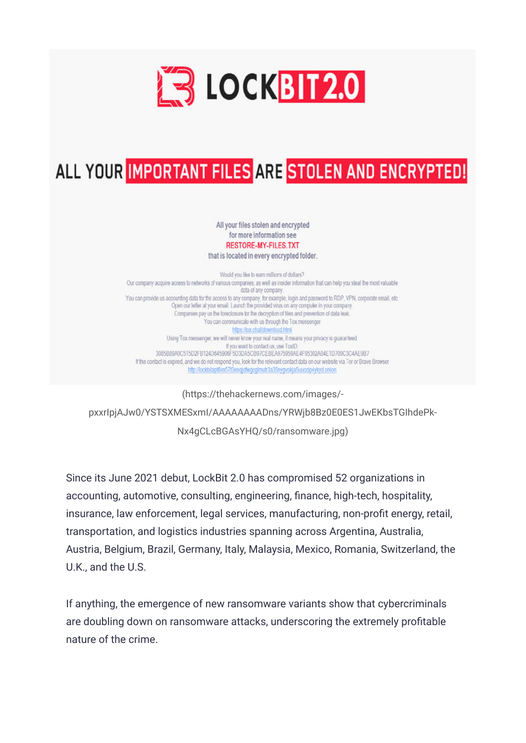LOCKBIT 2.0

ALL YOUR IMPORTANT FILES ARE STOLEN AND ENCRYPTED!

All your files stolen and encrypted
for more information see
RESTORE-MY-FILES.TXT
that is located in every encrypted folder.

Would you like to earn millions of dollars?
Our company acquire access to networks of various companies, as well as insider information that can help you steal the most valuable data of any company.
You can provide us accounting data for the access to any company, for example, login and password to RDP, VPN, corporate email, etc.
Open our letter at your email. Launch the provided virus on any computer in your company.
Companies pay us the foreclosure for the decryption of files and prevention of data leak.
You can communicate with us through the Tox messenger
https://tox.chat/download.html
Using Tox messenger, we will never know your real name, it means your privacy is guaranteed.
If you want to contact us, use ToxID:
3085B89A0C515D2FB124D645906F5D3DA5CB97CEBEA975959AE4F95302A04E1D709C3C4AE9B7
If this contact is expired, and we do not respond you, look for the relevant contact data on our website via Tor or Brave Browser
http://lockbitapt6vx57t3eeqjofwgcglmutr3a35nygvokja5uuccip4ykyd.onion

(https://thehackernews.com/images/-pxxrIpjAJw0/YSTSXMESxmI/AAAAAAAADns/YRWjb8Bz0E0ES1JwEKbsTGlhdePk-Nx4gCLcBGAsYHQ/s0/ransomware.jpg)

Since its June 2021 debut, LockBit 2.0 has compromised 52 organizations in accounting, automotive, consulting, engineering, finance, high-tech, hospitality, insurance, law enforcement, legal services, manufacturing, non-profit energy, retail, transportation, and logistics industries spanning across Argentina, Australia, Austria, Belgium, Brazil, Germany, Italy, Malaysia, Mexico, Romania, Switzerland, the U.K., and the U.S.

If anything, the emergence of new ransomware variants show that cybercriminals are doubling down on ransomware attacks, underscoring the extremely profitable nature of the crime.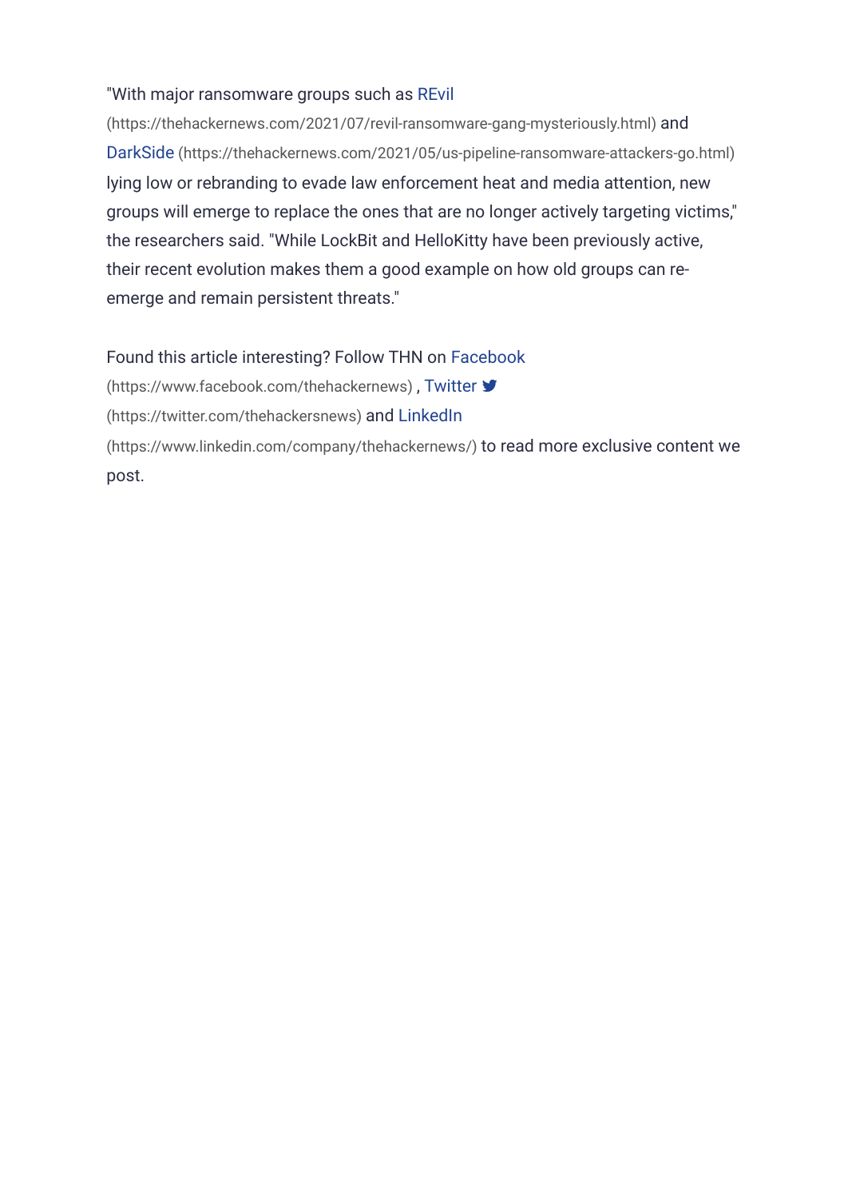"With major ransomware groups such as REvil (https://thehackernews.com/2021/07/revil-ransomware-gang-mysteriously.html) and DarkSide (https://thehackernews.com/2021/05/us-pipeline-ransomware-attackers-go.html) lying low or rebranding to evade law enforcement heat and media attention, new groups will emerge to replace the ones that are no longer actively targeting victims," the researchers said. "While LockBit and HelloKitty have been previously active, their recent evolution makes them a good example on how old groups can re-emerge and remain persistent threats."

Found this article interesting? Follow THN on Facebook (https://www.facebook.com/thehackernews) , Twitter (https://twitter.com/thehackersnews) and LinkedIn (https://www.linkedin.com/company/thehackernews/) to read more exclusive content we post.